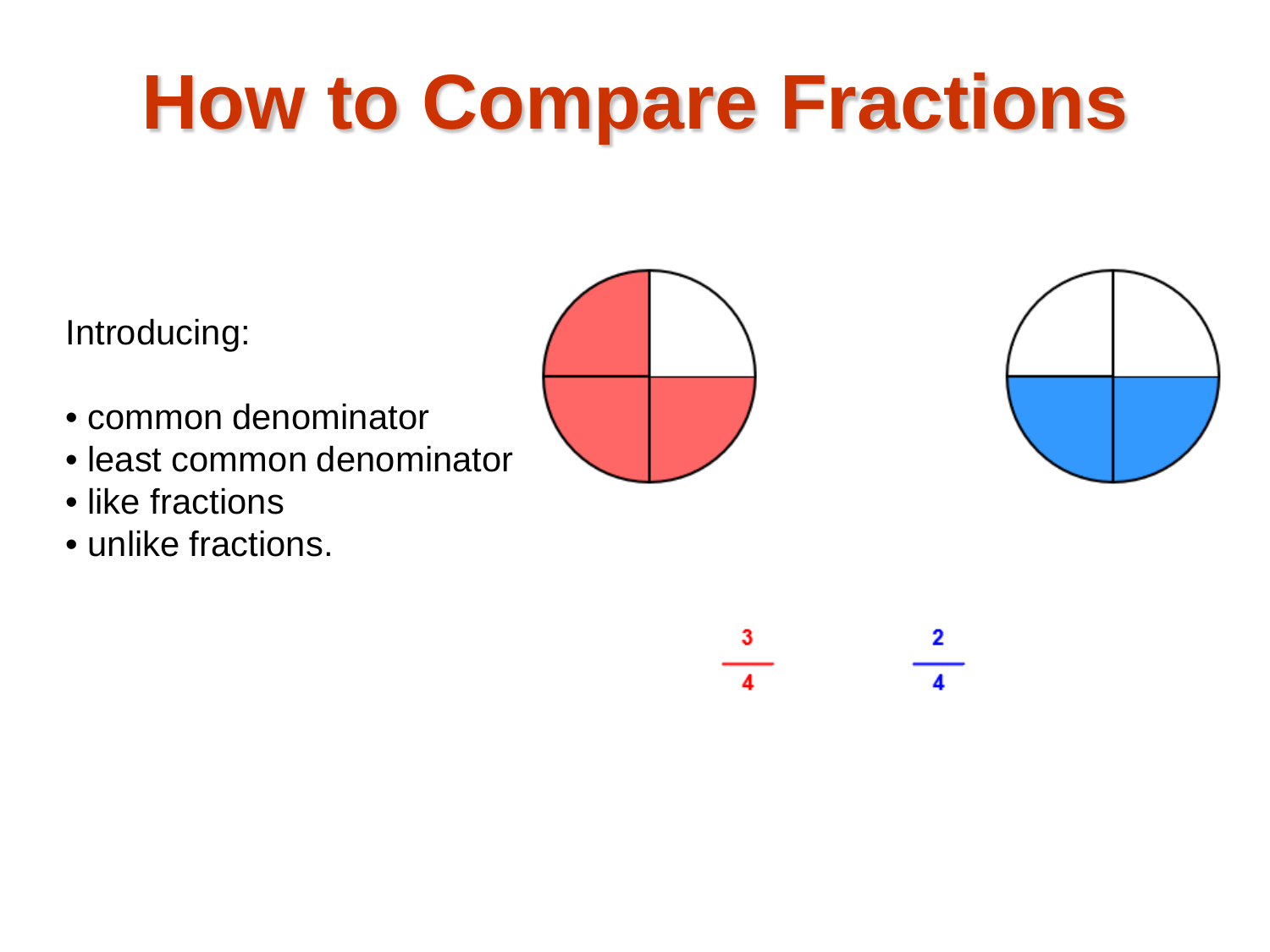# How to Compare Fractions

Introducing:

- common denominator
- least common denominator
- like fractions
- unlike fractions.

$\frac{3}{4}$ $\frac{2}{4}$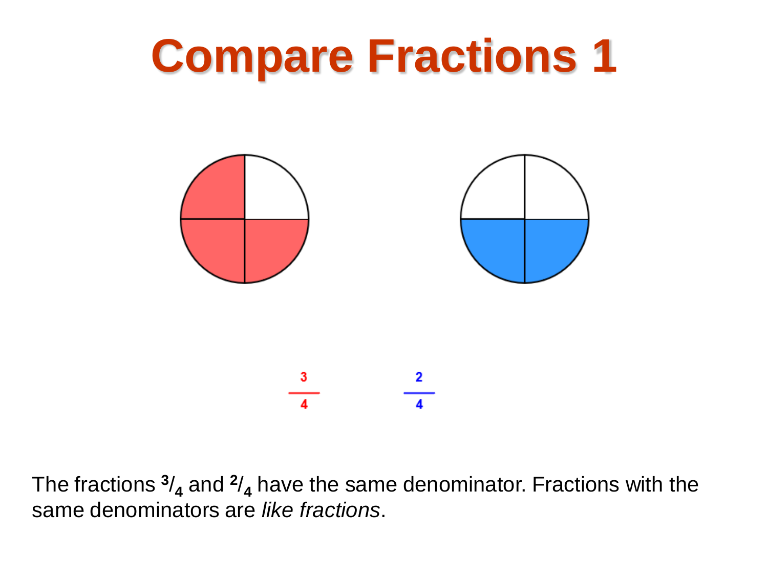# Compare Fractions 1

$\frac{3}{4}$ $\frac{2}{4}$

The fractions $^3/_4$ and $^2/_4$ have the same denominator. Fractions with the same denominators are *like fractions*.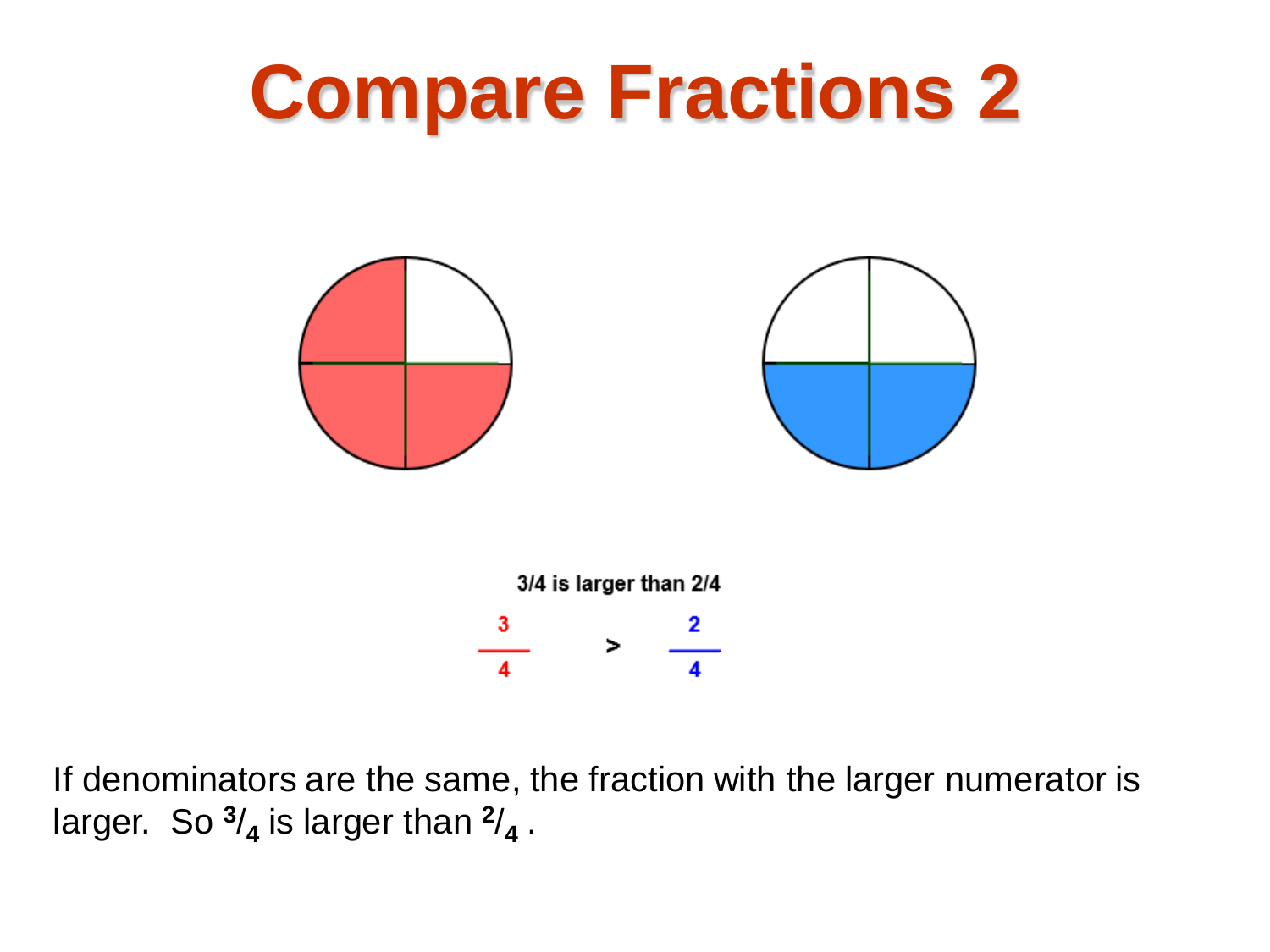# Compare Fractions 2

3/4 is larger than 2/4

$$\frac{3}{4} > \frac{2}{4}$$

If denominators are the same, the fraction with the larger numerator is larger. So $^3/_4$ is larger than $^2/_4$ .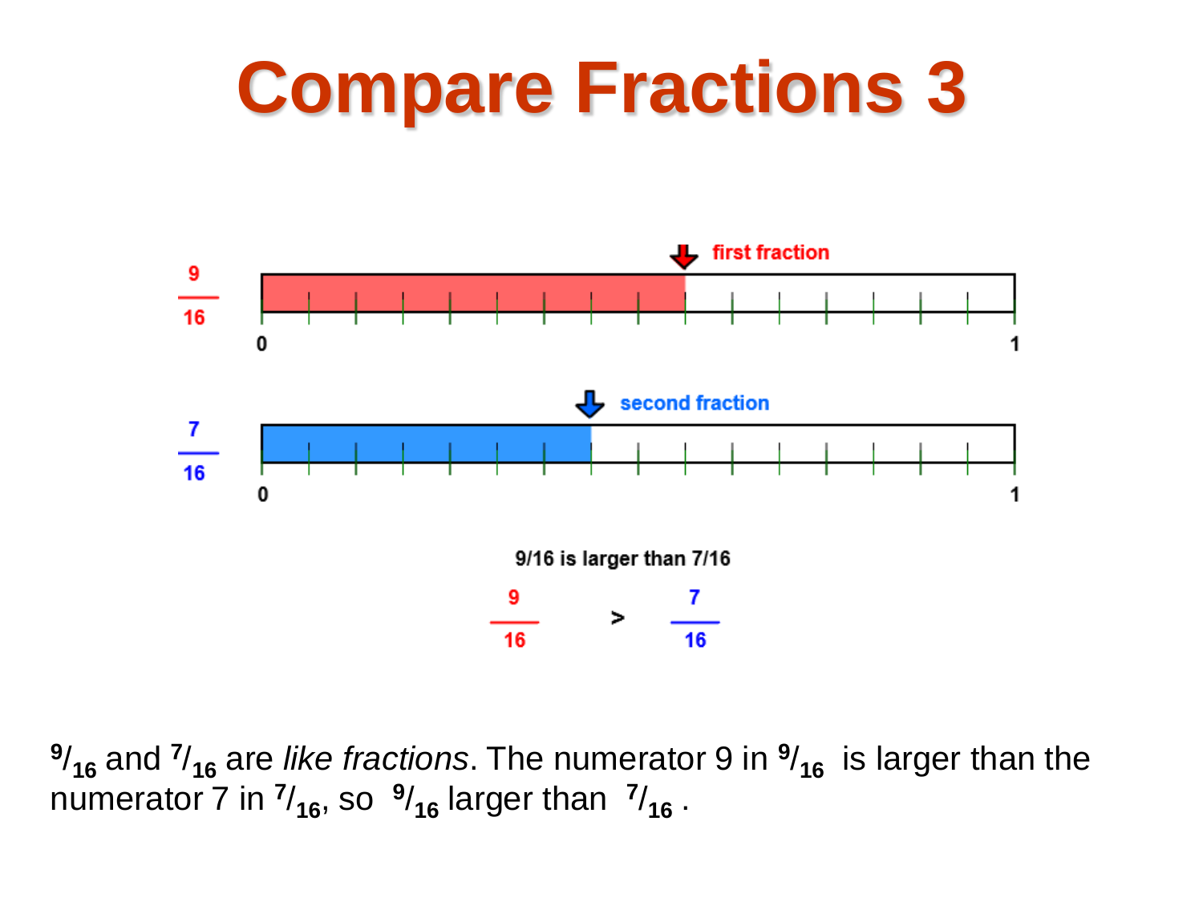# Compare Fractions 3

$\frac{9}{16}$ — first fraction

0 ... 1

$\frac{7}{16}$ — second fraction

0 ... 1

9/16 is larger than 7/16

$$\frac{9}{16} > \frac{7}{16}$$

$^9/_{16}$ and $^7/_{16}$ are *like fractions*. The numerator 9 in $^9/_{16}$ is larger than the numerator 7 in $^7/_{16}$, so $^9/_{16}$ larger than $^7/_{16}$ .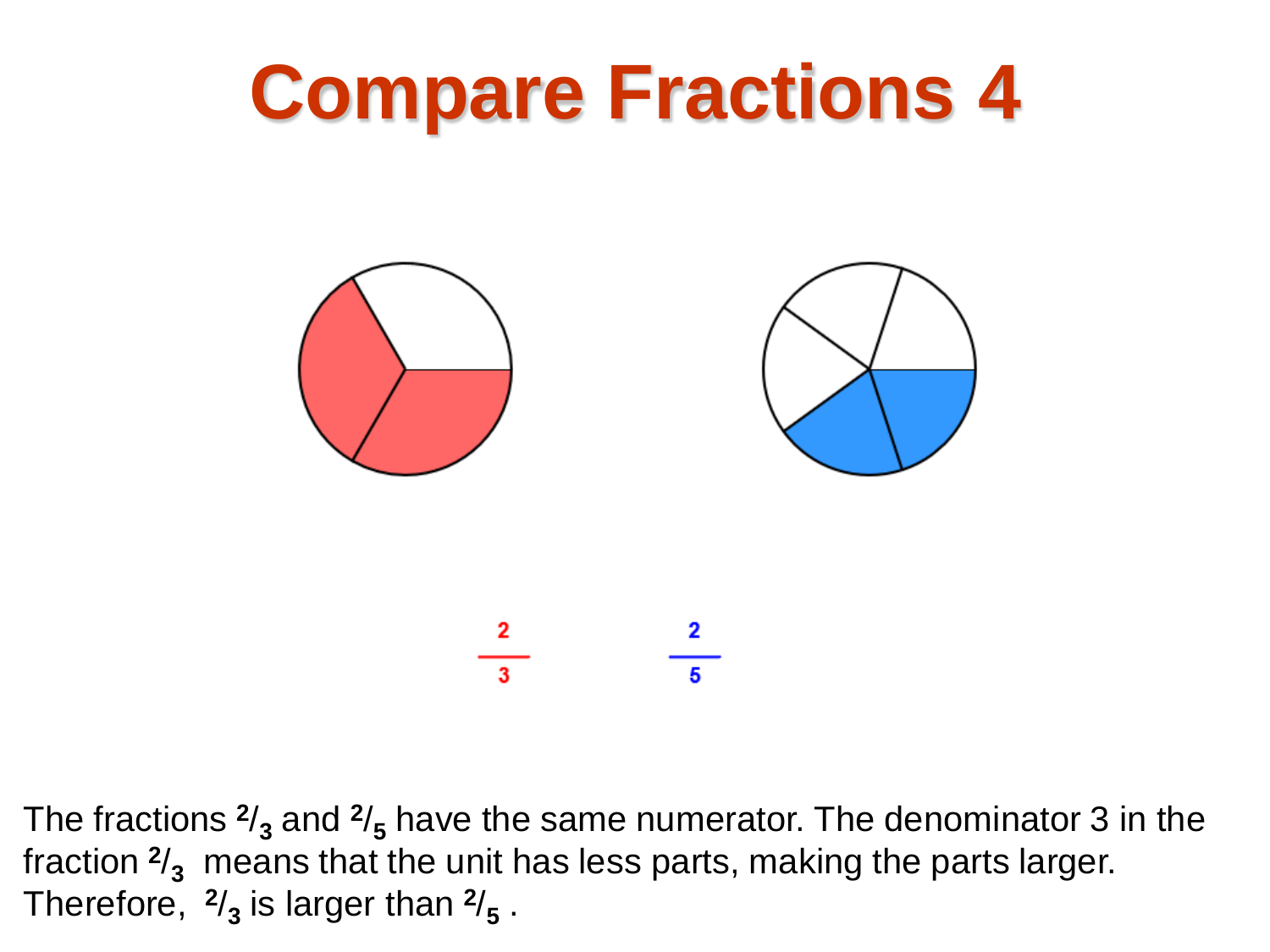# Compare Fractions 4

$\frac{2}{3}$ $\frac{2}{5}$

The fractions $^2/_3$ and $^2/_5$ have the same numerator. The denominator 3 in the fraction $^2/_3$ means that the unit has less parts, making the parts larger. Therefore, $^2/_3$ is larger than $^2/_5$ .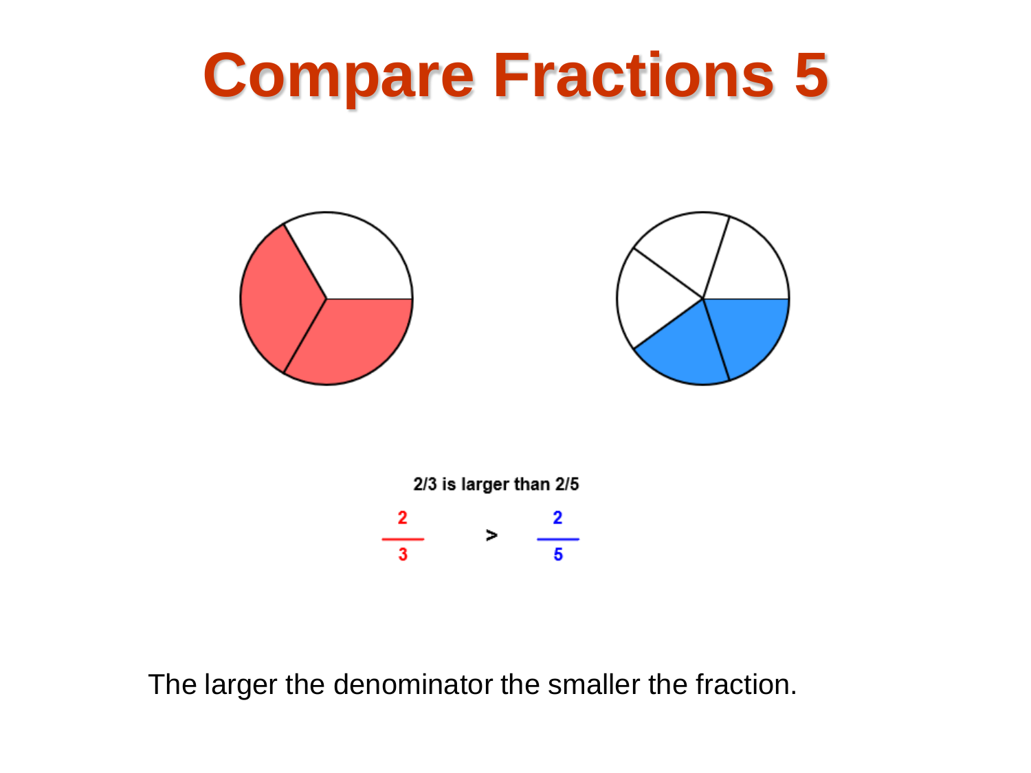# Compare Fractions 5

2/3 is larger than 2/5

$$\frac{2}{3} > \frac{2}{5}$$

The larger the denominator the smaller the fraction.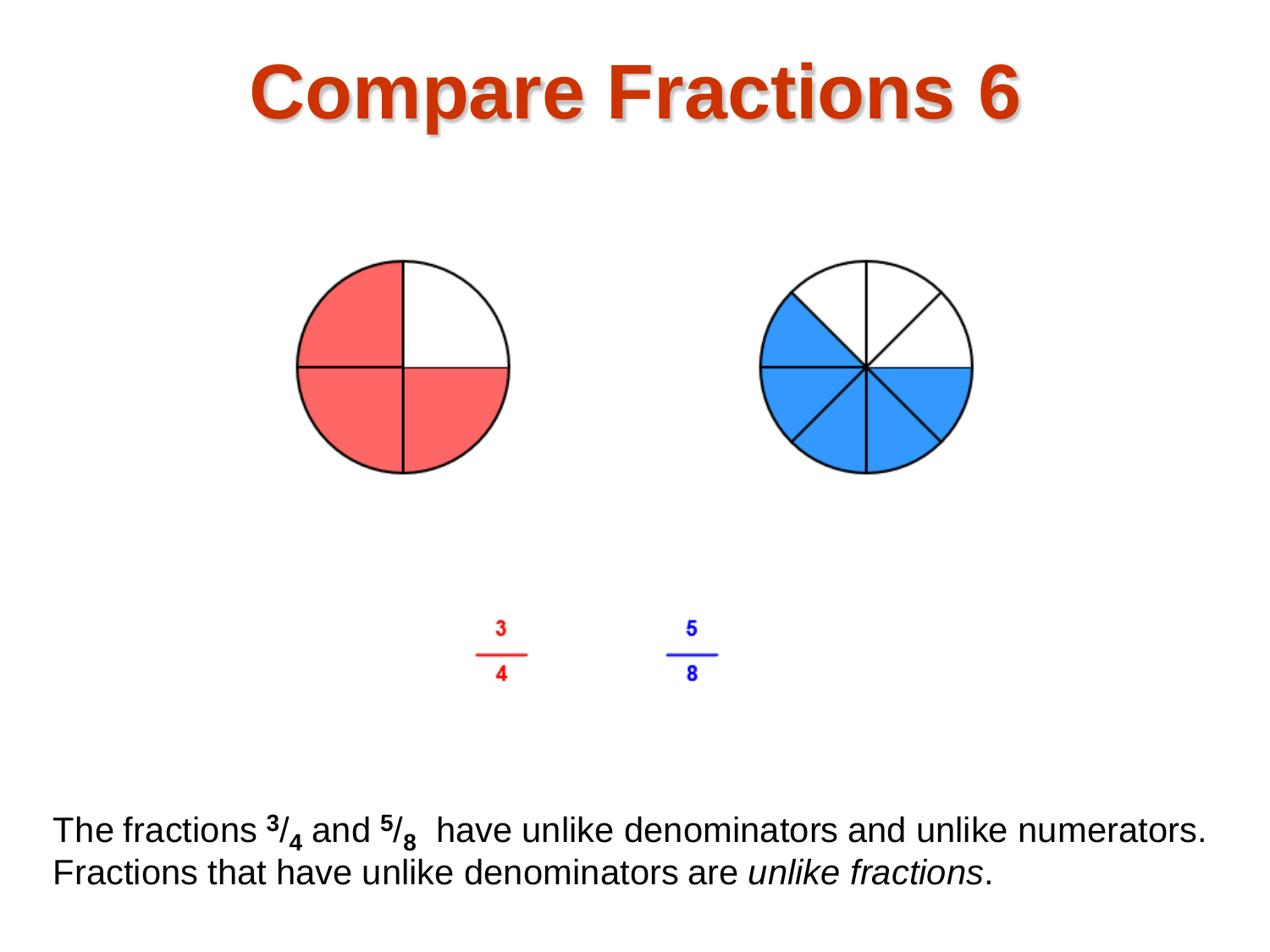# Compare Fractions 6

$$\frac{3}{4} \qquad \frac{5}{8}$$

The fractions $^3/_4$ and $^5/_8$ have unlike denominators and unlike numerators. Fractions that have unlike denominators are *unlike fractions*.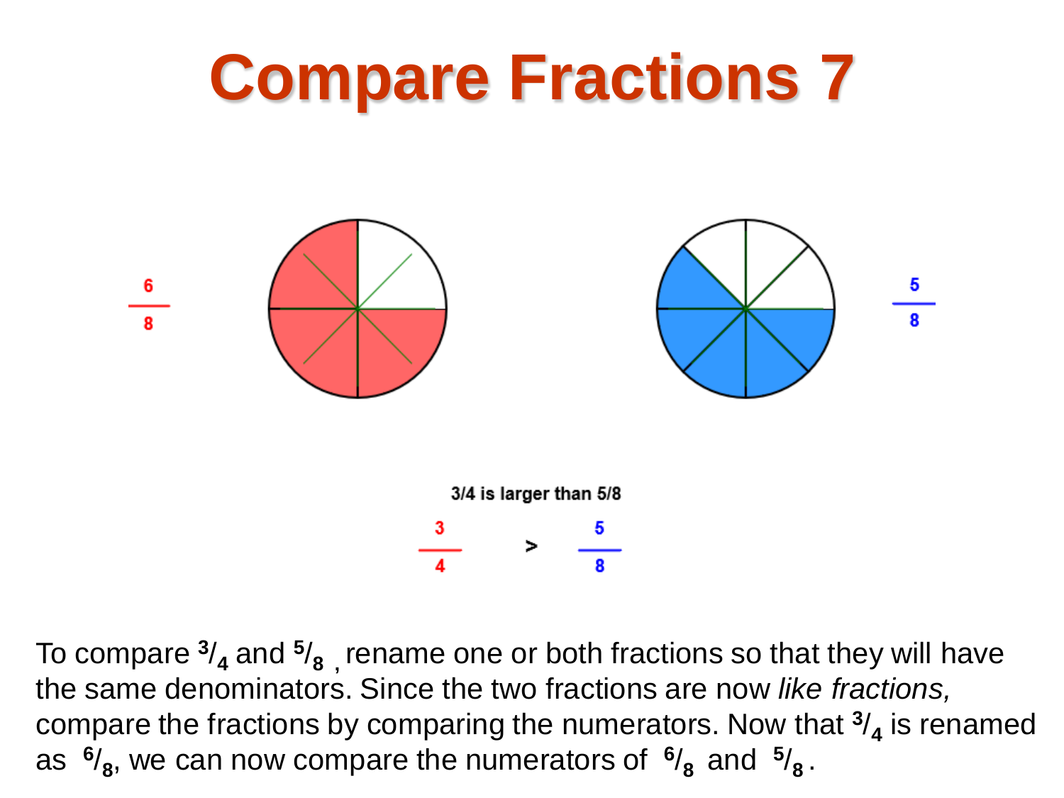# Compare Fractions 7

$\frac{6}{8}$

$\frac{5}{8}$

3/4 is larger than 5/8

$$\frac{3}{4} > \frac{5}{8}$$

To compare $^{3}/_{4}$ and $^{5}/_{8}$ , rename one or both fractions so that they will have the same denominators. Since the two fractions are now *like fractions,* compare the fractions by comparing the numerators. Now that $^{3}/_{4}$ is renamed as $^{6}/_{8}$, we can now compare the numerators of $^{6}/_{8}$ and $^{5}/_{8}$.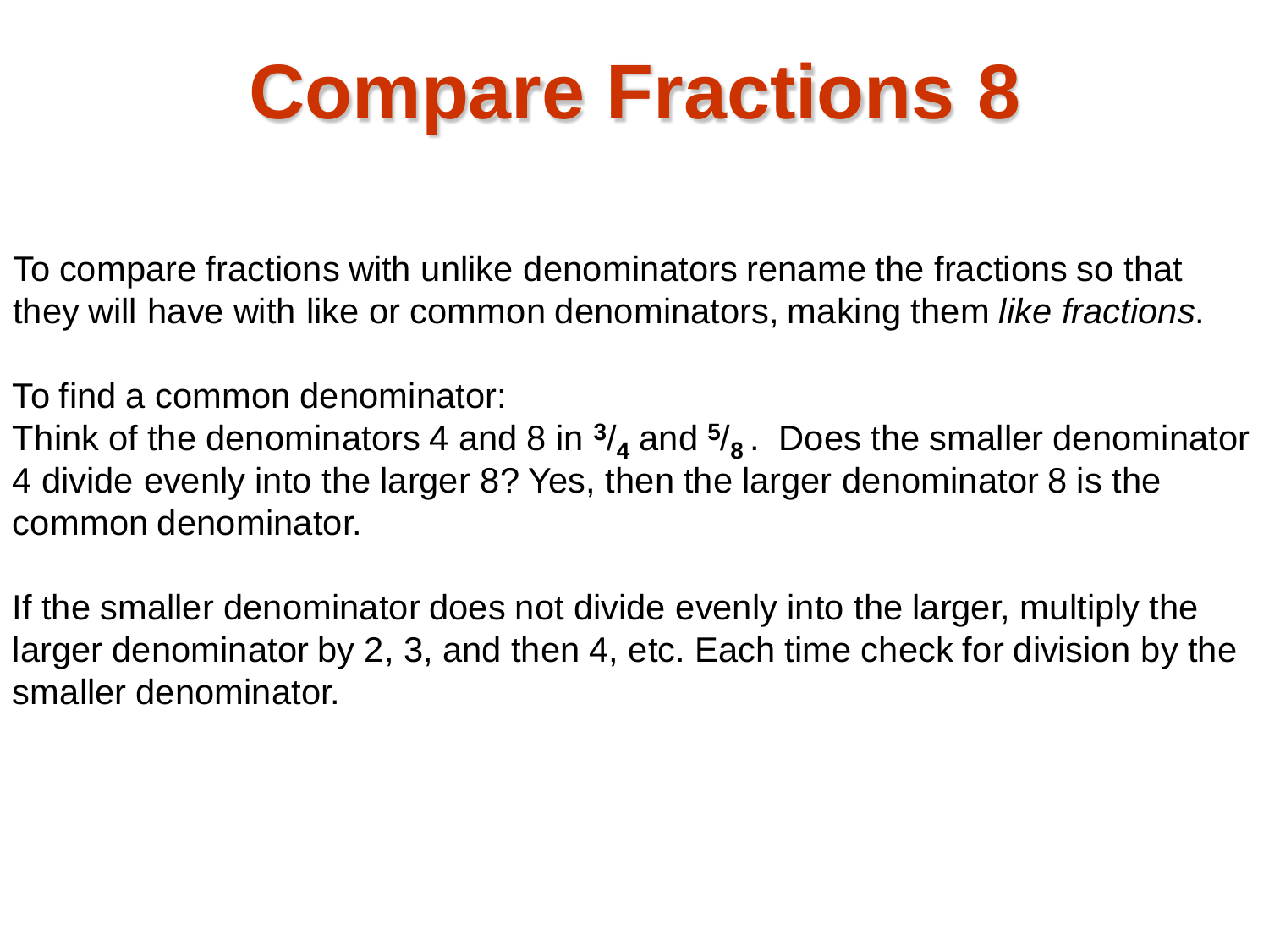# Compare Fractions 8

To compare fractions with unlike denominators rename the fractions so that they will have with like or common denominators, making them *like fractions*.

To find a common denominator:
Think of the denominators 4 and 8 in $^3/_4$ and $^5/_8$ . Does the smaller denominator 4 divide evenly into the larger 8? Yes, then the larger denominator 8 is the common denominator.

If the smaller denominator does not divide evenly into the larger, multiply the larger denominator by 2, 3, and then 4, etc. Each time check for division by the smaller denominator.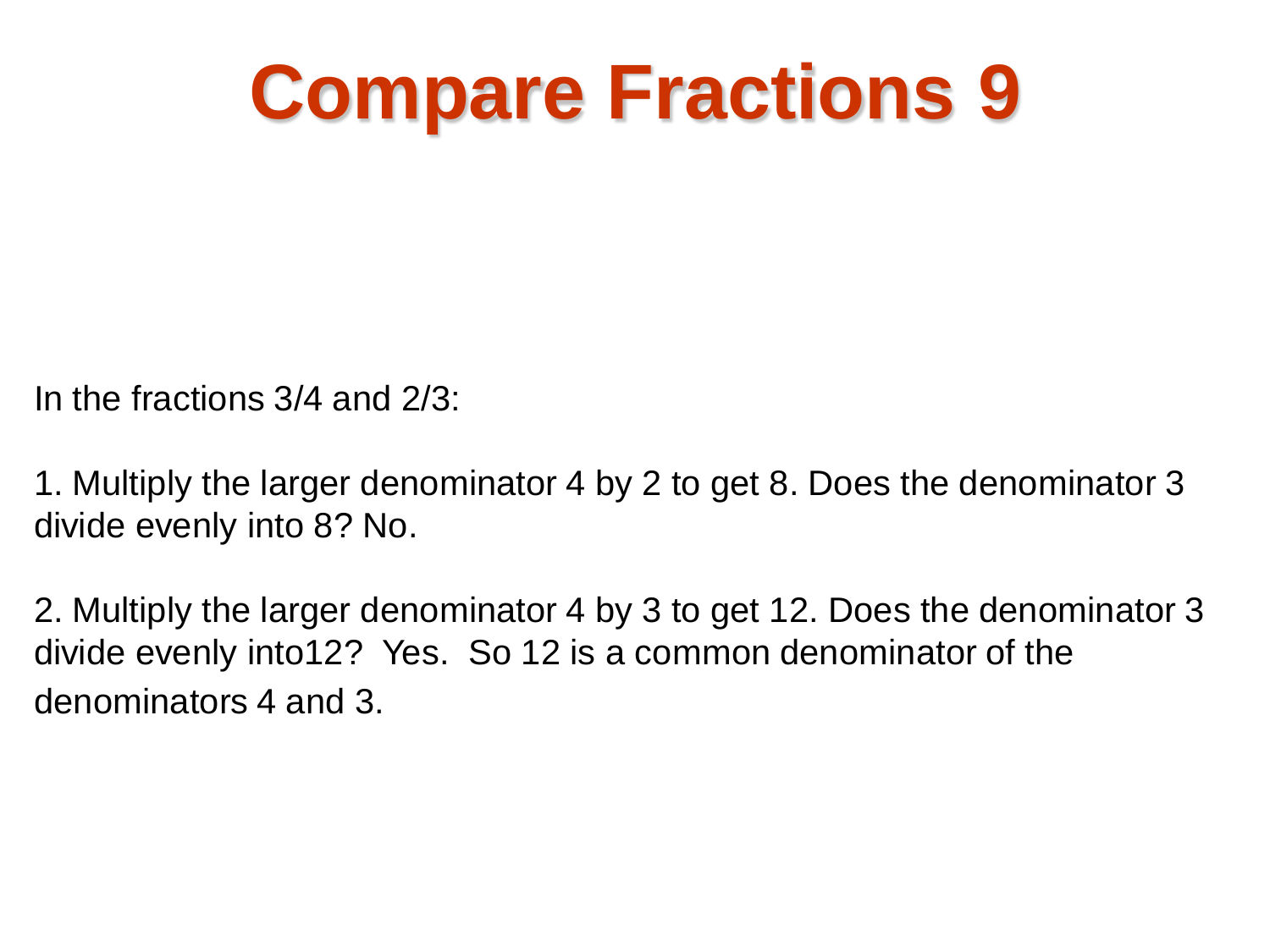# Compare Fractions 9

In the fractions 3/4 and 2/3:

1. Multiply the larger denominator 4 by 2 to get 8. Does the denominator 3 divide evenly into 8? No.

2. Multiply the larger denominator 4 by 3 to get 12. Does the denominator 3 divide evenly into12? Yes. So 12 is a common denominator of the denominators 4 and 3.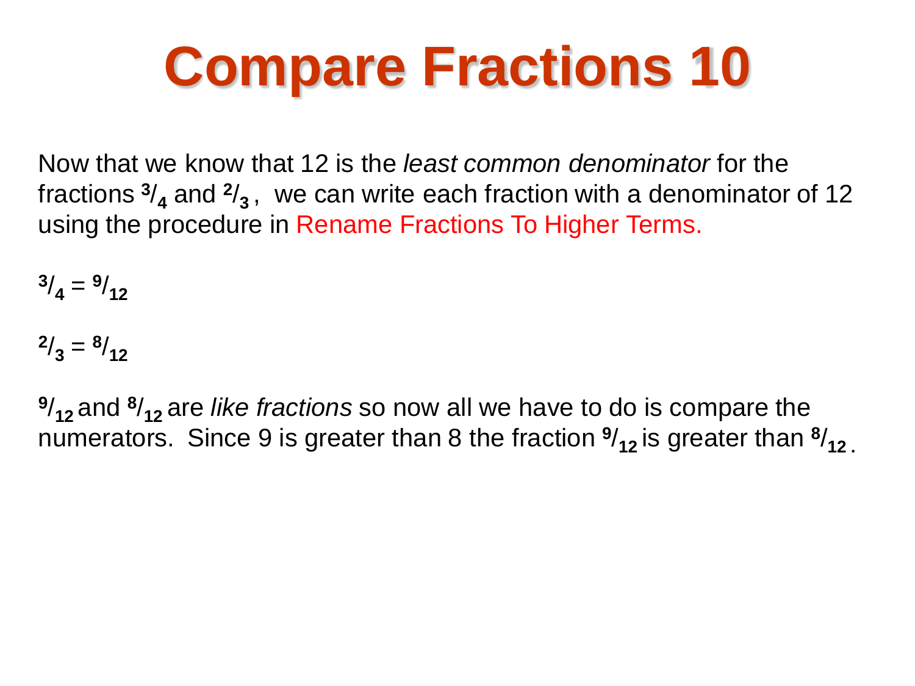# Compare Fractions 10

Now that we know that 12 is the *least common denominator* for the fractions $^3/_4$ and $^2/_3$, we can write each fraction with a denominator of 12 using the procedure in Rename Fractions To Higher Terms.

$^3/_4 = {^9/_{12}}$

$^2/_3 = {^8/_{12}}$

$^9/_{12}$ and $^8/_{12}$ are *like fractions* so now all we have to do is compare the numerators. Since 9 is greater than 8 the fraction $^9/_{12}$ is greater than $^8/_{12}$.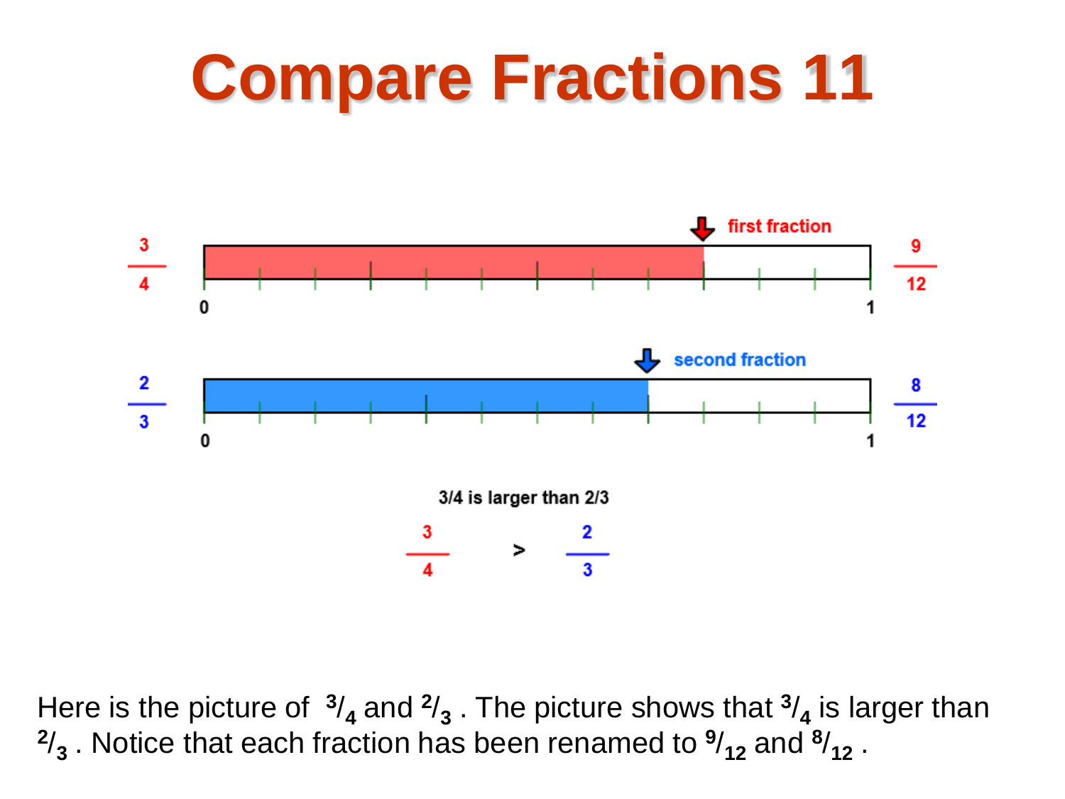# Compare Fractions 11

$\frac{3}{4}$ — first fraction — $\frac{9}{12}$

0 — 1

$\frac{2}{3}$ — second fraction — $\frac{8}{12}$

0 — 1

3/4 is larger than 2/3

$$\frac{3}{4} > \frac{2}{3}$$

Here is the picture of $^{3}/_{4}$ and $^{2}/_{3}$. The picture shows that $^{3}/_{4}$ is larger than $^{2}/_{3}$. Notice that each fraction has been renamed to $^{9}/_{12}$ and $^{8}/_{12}$.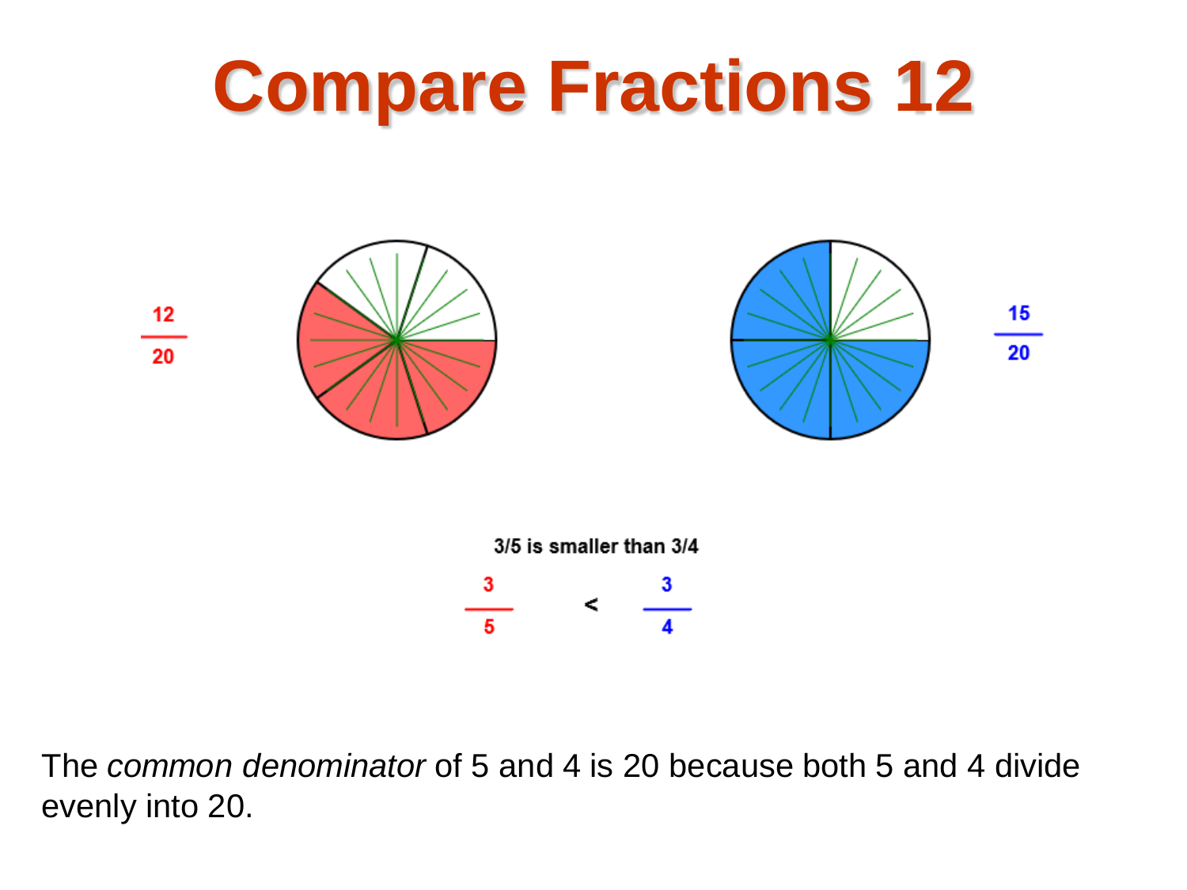# Compare Fractions 12

$\frac{12}{20}$

$\frac{15}{20}$

3/5 is smaller than 3/4

$$\frac{3}{5} < \frac{3}{4}$$

The *common denominator* of 5 and 4 is 20 because both 5 and 4 divide evenly into 20.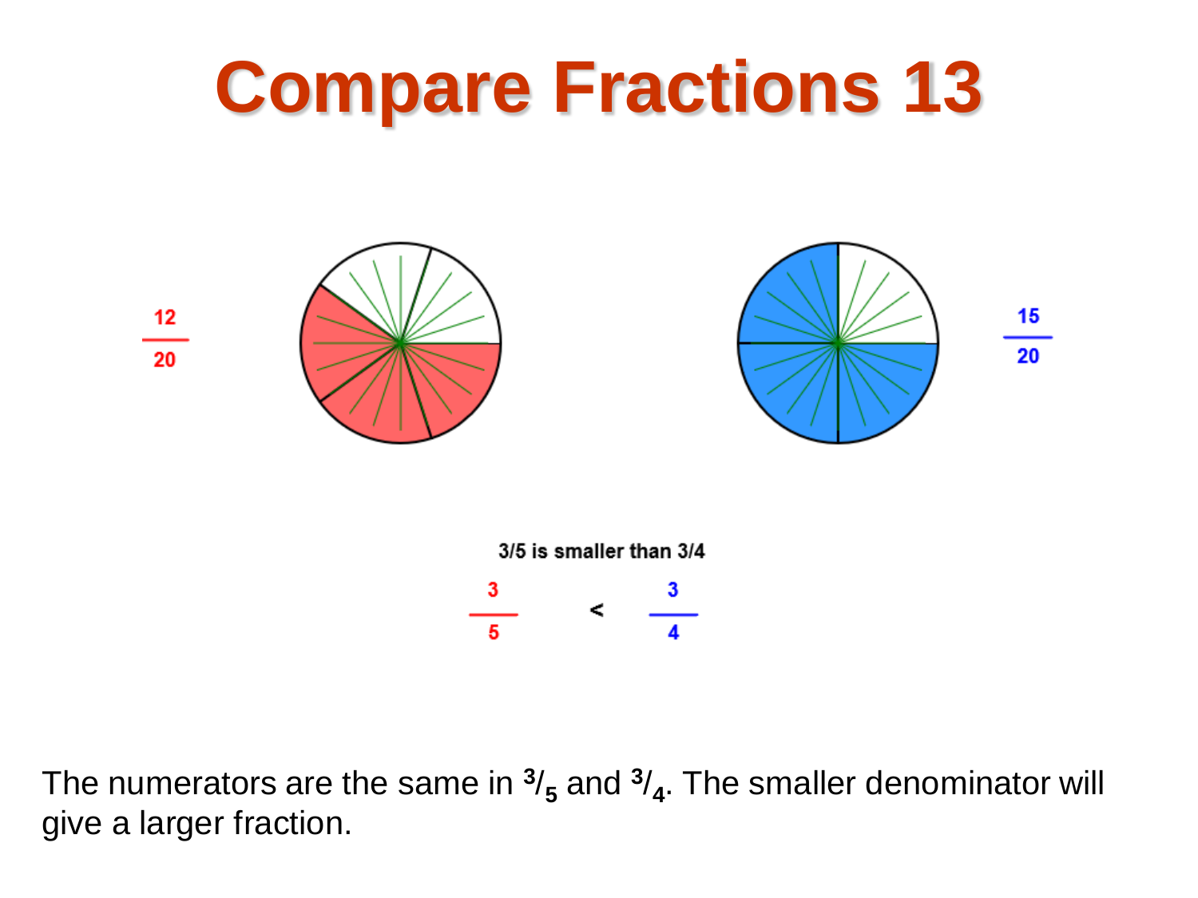# Compare Fractions 13

$\frac{12}{20}$

$\frac{15}{20}$

3/5 is smaller than 3/4

$$\frac{3}{5} < \frac{3}{4}$$

The numerators are the same in $^3/_5$ and $^3/_4$. The smaller denominator will give a larger fraction.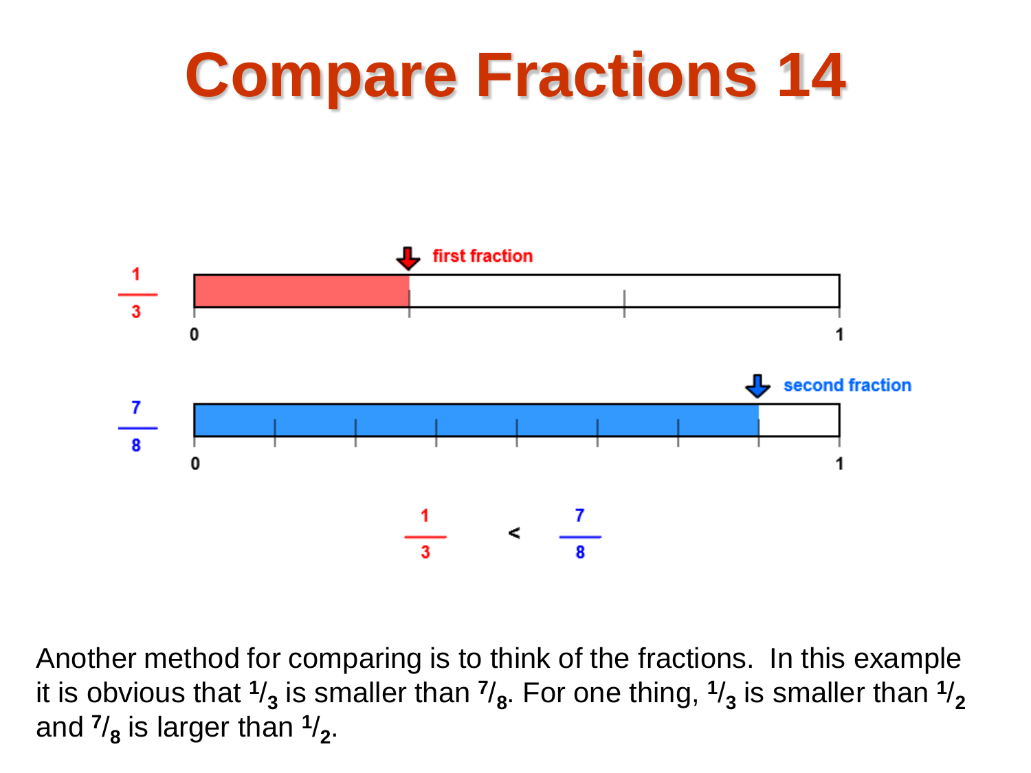# Compare Fractions 14

$\frac{1}{3}$ first fraction

0 1

$\frac{7}{8}$ second fraction

0 1

$$\frac{1}{3} < \frac{7}{8}$$

Another method for comparing is to think of the fractions. In this example it is obvious that $^1/_3$ is smaller than $^7/_8$. For one thing, $^1/_3$ is smaller than $^1/_2$ and $^7/_8$ is larger than $^1/_2$.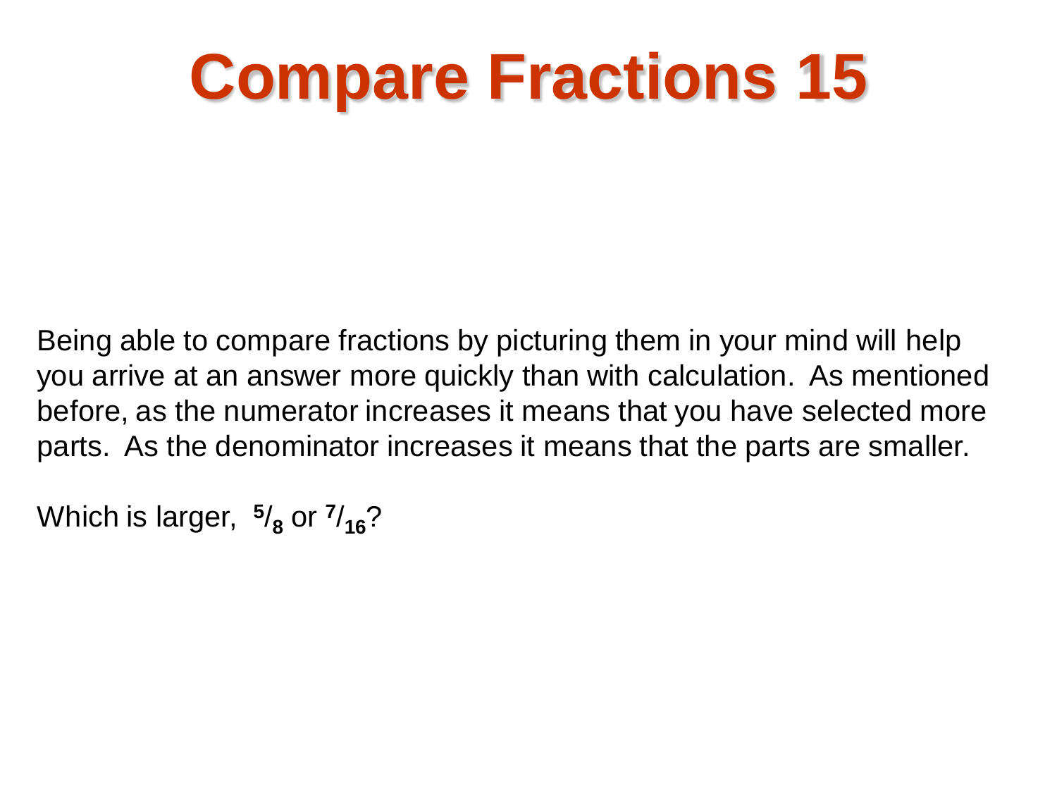# Compare Fractions 15

Being able to compare fractions by picturing them in your mind will help you arrive at an answer more quickly than with calculation. As mentioned before, as the numerator increases it means that you have selected more parts. As the denominator increases it means that the parts are smaller.

Which is larger, $^{5}/_{8}$ or $^{7}/_{16}$?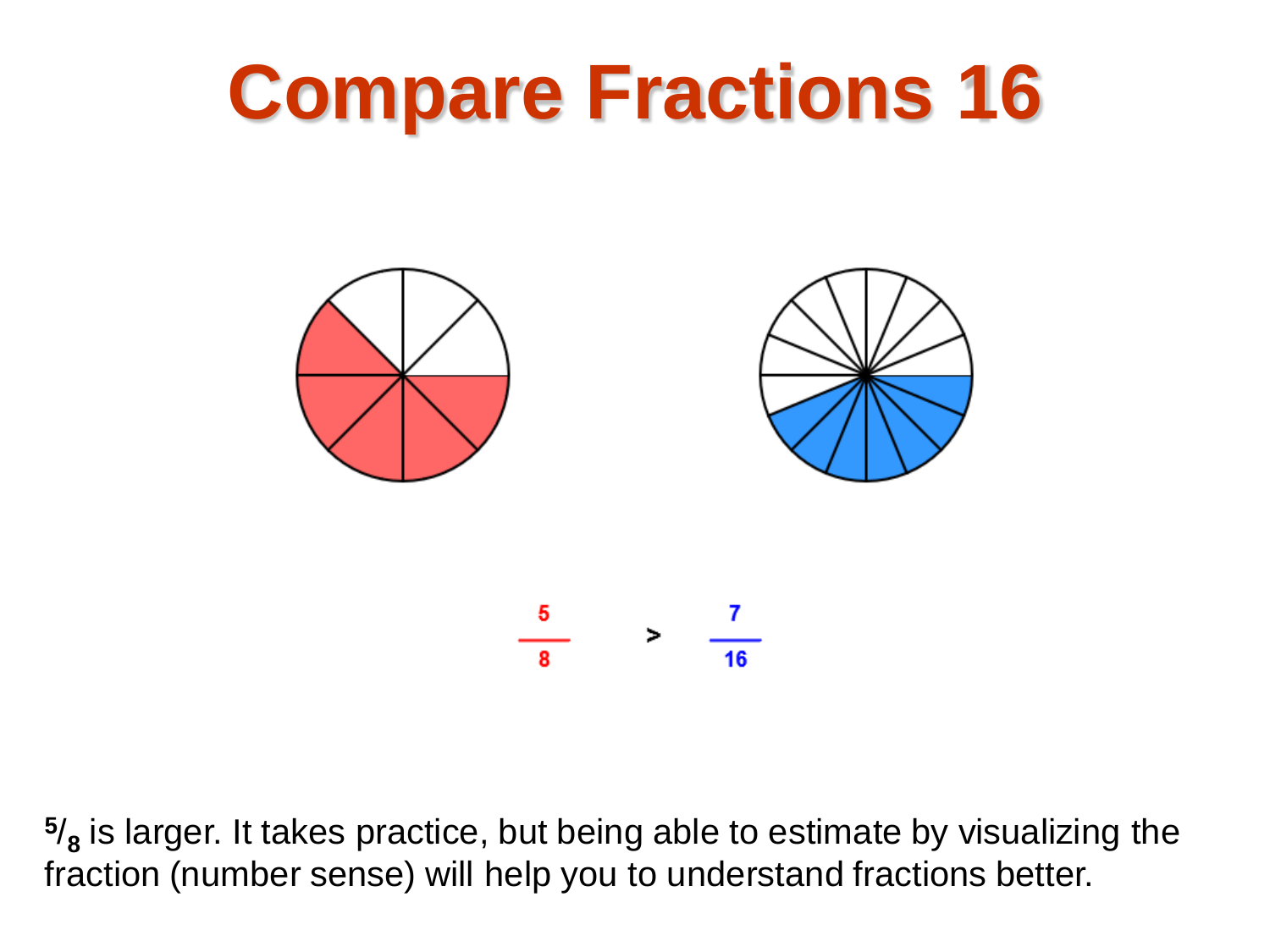# Compare Fractions 16

$$\frac{5}{8} > \frac{7}{16}$$

$^{5}/_{8}$ is larger. It takes practice, but being able to estimate by visualizing the fraction (number sense) will help you to understand fractions better.